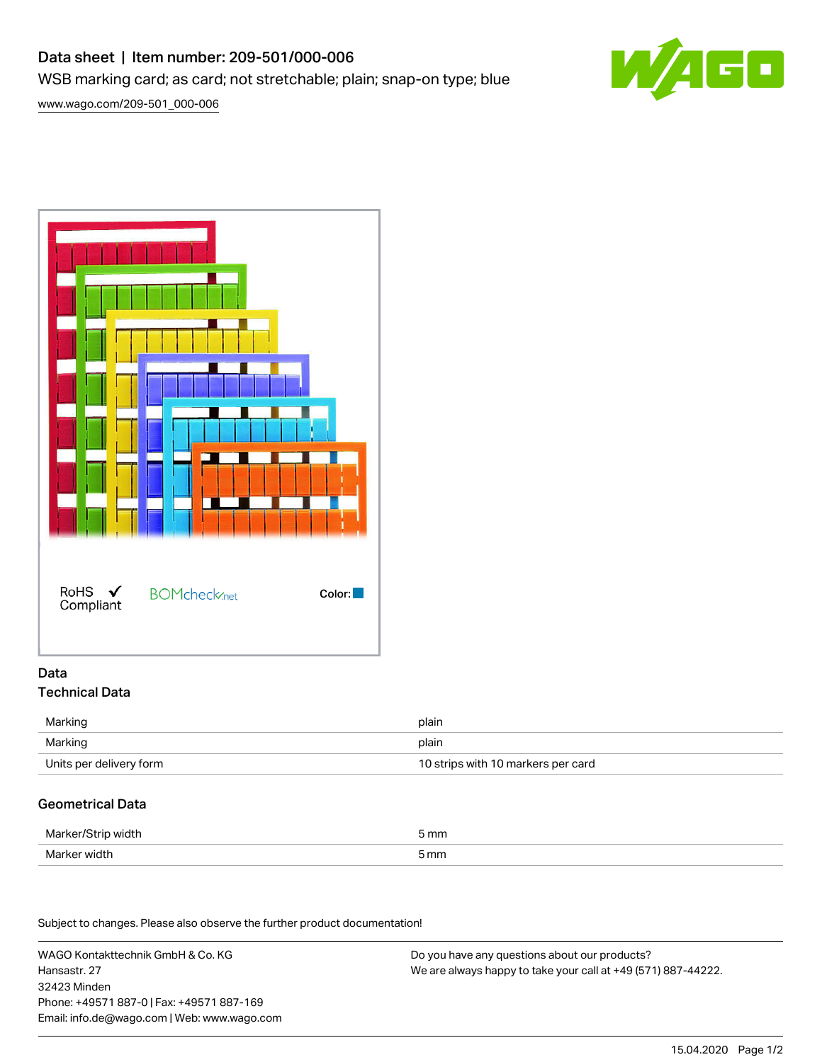# Data sheet | Item number: 209-501/000-006

WSB marking card; as card; not stretchable; plain; snap-on type; blue

www.wago.com/209-501_000-006

RoHS Compliant

BOMcheck.net

Color:

## Data

### Technical Data

| | |
|---|---|
| Marking | plain |
| Marking | plain |
| Units per delivery form | 10 strips with 10 markers per card |

### Geometrical Data

| | |
|---|---|
| Marker/Strip width | 5 mm |
| Marker width | 5 mm |

Subject to changes. Please also observe the further product documentation!

WAGO Kontakttechnik GmbH & Co. KG
Hansastr. 27
32423 Minden
Phone: +49571 887-0 | Fax: +49571 887-169
Email: info.de@wago.com | Web: www.wago.com

Do you have any questions about our products?
We are always happy to take your call at +49 (571) 887-44222.

15.04.2020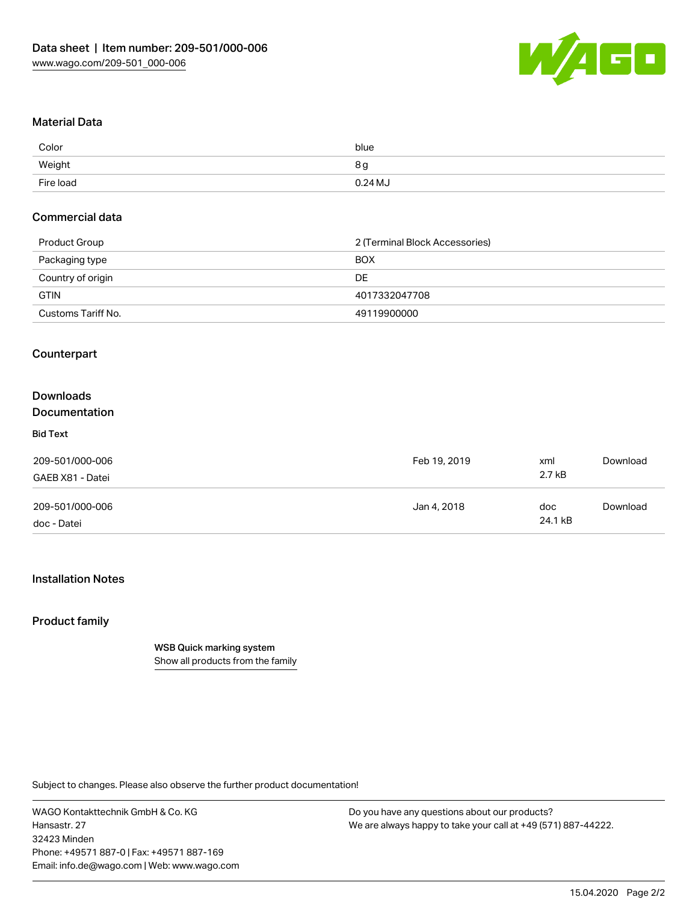## Material Data

| | |
|---|---|
| Color | blue |
| Weight | 8 g |
| Fire load | 0.24 MJ |

## Commercial data

| | |
|---|---|
| Product Group | 2 (Terminal Block Accessories) |
| Packaging type | BOX |
| Country of origin | DE |
| GTIN | 4017332047708 |
| Customs Tariff No. | 49119900000 |

## Counterpart

## Downloads
## Documentation

**Bid Text**

| | | | |
|---|---|---|---|
| 209-501/000-006<br>GAEB X81 - Datei | Feb 19, 2019 | xml<br>2.7 kB | Download |
| 209-501/000-006<br>doc - Datei | Jan 4, 2018 | doc<br>24.1 kB | Download |

## Installation Notes

## Product family

**WSB Quick marking system**
Show all products from the family

Subject to changes. Please also observe the further product documentation!

WAGO Kontakttechnik GmbH & Co. KG
Hansastr. 27
32423 Minden
Phone: +49571 887-0 | Fax: +49571 887-169
Email: info.de@wago.com | Web: www.wago.com

Do you have any questions about our products?
We are always happy to take your call at +49 (571) 887-44222.